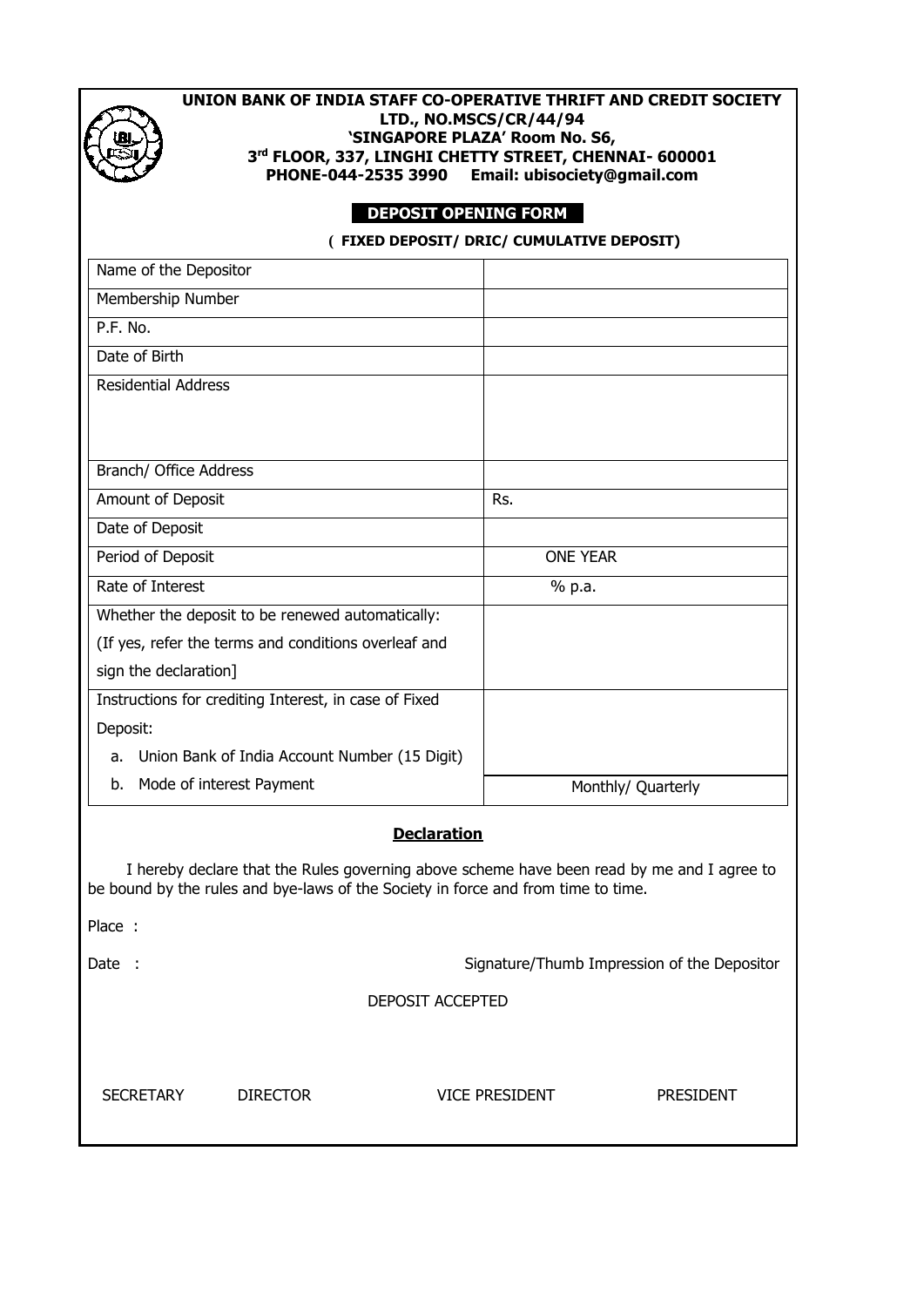**UNION BANK OF INDIA STAFF CO-OPERATIVE THRIFT AND CREDIT SOCIETY LTD., NO.MSCS/CR/44/94**
**'SINGAPORE PLAZA' Room No. S6,**
**3rd FLOOR, 337, LINGHI CHETTY STREET, CHENNAI- 600001**
**PHONE-044-2535 3990 Email: ubisociety@gmail.com**

## DEPOSIT OPENING FORM

**( FIXED DEPOSIT/ DRIC/ CUMULATIVE DEPOSIT)**

| | |
|---|---|
| Name of the Depositor | |
| Membership Number | |
| P.F. No. | |
| Date of Birth | |
| Residential Address | |
| Branch/ Office Address | |
| Amount of Deposit | Rs. |
| Date of Deposit | |
| Period of Deposit | ONE YEAR |
| Rate of Interest | % p.a. |
| Whether the deposit to be renewed automatically: (If yes, refer the terms and conditions overleaf and sign the declaration] | |
| Instructions for crediting Interest, in case of Fixed Deposit: a. Union Bank of India Account Number (15 Digit) | |
| b. Mode of interest Payment | Monthly/ Quarterly |

### Declaration

I hereby declare that the Rules governing above scheme have been read by me and I agree to be bound by the rules and bye-laws of the Society in force and from time to time.

Place :

Date : Signature/Thumb Impression of the Depositor

DEPOSIT ACCEPTED

SECRETARY DIRECTOR VICE PRESIDENT PRESIDENT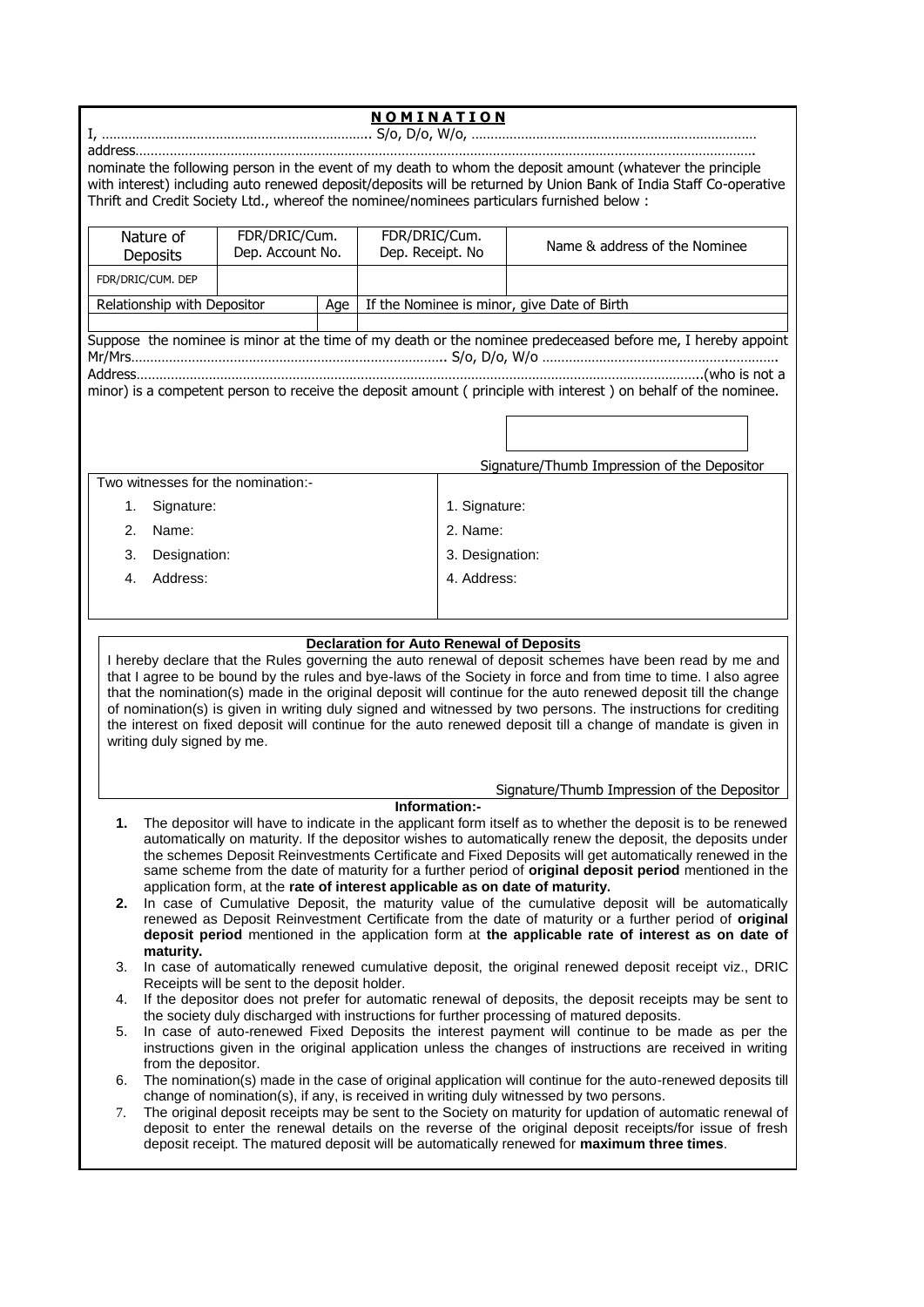## **N O M I N A T I O N**

I, ……………………………………………………………. S/o, D/o, W/o, ………………………………………………………………… address………………………………………………………………………………………………………………………………………………

nominate the following person in the event of my death to whom the deposit amount (whatever the principle with interest) including auto renewed deposit/deposits will be returned by Union Bank of India Staff Co-operative Thrift and Credit Society Ltd., whereof the nominee/nominees particulars furnished below :

| Nature of Deposits | FDR/DRIC/Cum. Dep. Account No. | | FDR/DRIC/Cum. Dep. Receipt. No | Name & address of the Nominee |
|---|---|---|---|---|
| FDR/DRIC/CUM. DEP | | | | |
| Relationship with Depositor | | Age | If the Nominee is minor, give Date of Birth | |
| | | | | |

Suppose the nominee is minor at the time of my death or the nominee predeceased before me, I hereby appoint Mr/Mrs…………………………………………………………………….. S/o, D/o, W/o ……………………………………………………. Address……………………………………………………………………………………………………………………………….(who is not a minor) is a competent person to receive the deposit amount ( principle with interest ) on behalf of the nominee.

Signature/Thumb Impression of the Depositor

Two witnesses for the nomination:-

| | |
|---|---|
| 1. Signature: | 1. Signature: |
| 2. Name: | 2. Name: |
| 3. Designation: | 3. Designation: |
| 4. Address: | 4. Address: |

### **Declaration for Auto Renewal of Deposits**

I hereby declare that the Rules governing the auto renewal of deposit schemes have been read by me and that I agree to be bound by the rules and bye-laws of the Society in force and from time to time. I also agree that the nomination(s) made in the original deposit will continue for the auto renewed deposit till the change of nomination(s) is given in writing duly signed and witnessed by two persons. The instructions for crediting the interest on fixed deposit will continue for the auto renewed deposit till a change of mandate is given in writing duly signed by me.

Signature/Thumb Impression of the Depositor

### **Information:-**

1. The depositor will have to indicate in the applicant form itself as to whether the deposit is to be renewed automatically on maturity. If the depositor wishes to automatically renew the deposit, the deposits under the schemes Deposit Reinvestments Certificate and Fixed Deposits will get automatically renewed in the same scheme from the date of maturity for a further period of **original deposit period** mentioned in the application form, at the **rate of interest applicable as on date of maturity.**
2. In case of Cumulative Deposit, the maturity value of the cumulative deposit will be automatically renewed as Deposit Reinvestment Certificate from the date of maturity or a further period of **original deposit period** mentioned in the application form at **the applicable rate of interest as on date of maturity.**
3. In case of automatically renewed cumulative deposit, the original renewed deposit receipt viz., DRIC Receipts will be sent to the deposit holder.
4. If the depositor does not prefer for automatic renewal of deposits, the deposit receipts may be sent to the society duly discharged with instructions for further processing of matured deposits.
5. In case of auto-renewed Fixed Deposits the interest payment will continue to be made as per the instructions given in the original application unless the changes of instructions are received in writing from the depositor.
6. The nomination(s) made in the case of original application will continue for the auto-renewed deposits till change of nomination(s), if any, is received in writing duly witnessed by two persons.
7. The original deposit receipts may be sent to the Society on maturity for updation of automatic renewal of deposit to enter the renewal details on the reverse of the original deposit receipts/for issue of fresh deposit receipt. The matured deposit will be automatically renewed for **maximum three times**.